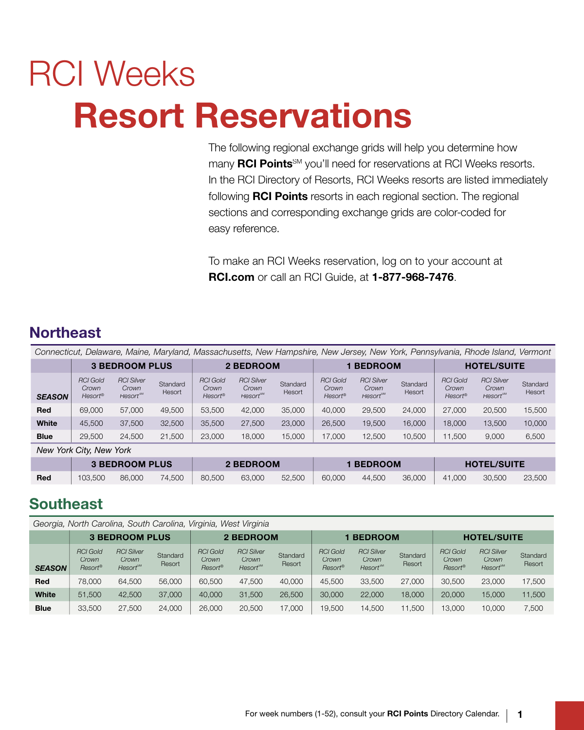# RCI Weeks

# Resort Reservations

The following regional exchange grids will help you determine how many **RCI Points**SM you'll need for reservations at RCI Weeks resorts. In the RCI Directory of Resorts, RCI Weeks resorts are listed immediately following **RCI Points** resorts in each regional section. The regional sections and corresponding exchange grids are color-coded for easy reference.

To make an RCI Weeks reservation, log on to your account at **RCI.com** or call an RCI Guide, at **1-877-968-7476**.

## Northeast

*Connecticut, Delaware, Maine, Maryland, Massachusetts, New Hampshire, New Jersey, New York, Pennsylvania, Rhode Island, Vermont*

| | 3 BEDROOM PLUS | | | 2 BEDROOM | | | 1 BEDROOM | | | HOTEL/SUITE | | |
|---|---|---|---|---|---|---|---|---|---|---|---|---|
| **SEASON** | *RCI Gold Crown Resort®* | *RCI Silver Crown Resort℠* | Standard Resort | *RCI Gold Crown Resort®* | *RCI Silver Crown Resort℠* | Standard Resort | *RCI Gold Crown Resort®* | *RCI Silver Crown Resort℠* | Standard Resort | *RCI Gold Crown Resort®* | *RCI Silver Crown Resort℠* | Standard Resort |
| **Red** | 69,000 | 57,000 | 49,500 | 53,500 | 42,000 | 35,000 | 40,000 | 29,500 | 24,000 | 27,000 | 20,500 | 15,500 |
| **White** | 45,500 | 37,500 | 32,500 | 35,500 | 27,500 | 23,000 | 26,500 | 19,500 | 16,000 | 18,000 | 13,500 | 10,000 |
| **Blue** | 29,500 | 24,500 | 21,500 | 23,000 | 18,000 | 15,000 | 17,000 | 12,500 | 10,500 | 11,500 | 9,000 | 6,500 |

*New York City, New York*

| | 3 BEDROOM PLUS | | | 2 BEDROOM | | | 1 BEDROOM | | | HOTEL/SUITE | | |
|---|---|---|---|---|---|---|---|---|---|---|---|---|
| **Red** | 103,500 | 86,000 | 74,500 | 80,500 | 63,000 | 52,500 | 60,000 | 44,500 | 36,000 | 41,000 | 30,500 | 23,500 |

## Southeast

*Georgia, North Carolina, South Carolina, Virginia, West Virginia*

| | 3 BEDROOM PLUS | | | 2 BEDROOM | | | 1 BEDROOM | | | HOTEL/SUITE | | |
|---|---|---|---|---|---|---|---|---|---|---|---|---|
| **SEASON** | *RCI Gold Crown Resort®* | *RCI Silver Crown Resort℠* | Standard Resort | *RCI Gold Crown Resort®* | *RCI Silver Crown Resort℠* | Standard Resort | *RCI Gold Crown Resort®* | *RCI Silver Crown Resort℠* | Standard Resort | *RCI Gold Crown Resort®* | *RCI Silver Crown Resort℠* | Standard Resort |
| **Red** | 78,000 | 64,500 | 56,000 | 60,500 | 47,500 | 40,000 | 45,500 | 33,500 | 27,000 | 30,500 | 23,000 | 17,500 |
| **White** | 51,500 | 42,500 | 37,000 | 40,000 | 31,500 | 26,500 | 30,000 | 22,000 | 18,000 | 20,000 | 15,000 | 11,500 |
| **Blue** | 33,500 | 27,500 | 24,000 | 26,000 | 20,500 | 17,000 | 19,500 | 14,500 | 11,500 | 13,000 | 10,000 | 7,500 |

For week numbers (1-52), consult your **RCI Points** Directory Calendar.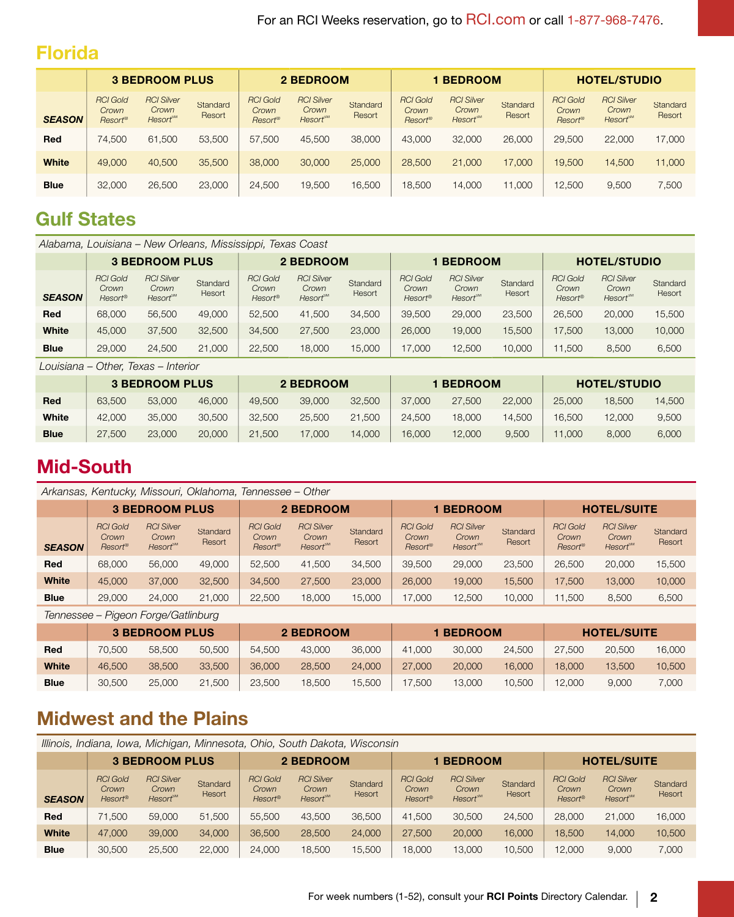For an RCI Weeks reservation, go to RCI.com or call 1-877-968-7476.

## Florida

| SEASON | 3 BEDROOM PLUS | | | 2 BEDROOM | | | 1 BEDROOM | | | HOTEL/STUDIO | | |
|---|---|---|---|---|---|---|---|---|---|---|---|---|
| | *RCI Gold Crown Resort®* | *RCI Silver Crown Resort℠* | Standard Resort | *RCI Gold Crown Resort®* | *RCI Silver Crown Resort℠* | Standard Resort | *RCI Gold Crown Resort®* | *RCI Silver Crown Resort℠* | Standard Resort | *RCI Gold Crown Resort®* | *RCI Silver Crown Resort℠* | Standard Resort |
| **Red** | 74,500 | 61,500 | 53,500 | 57,500 | 45,500 | 38,000 | 43,000 | 32,000 | 26,000 | 29,500 | 22,000 | 17,000 |
| **White** | 49,000 | 40,500 | 35,500 | 38,000 | 30,000 | 25,000 | 28,500 | 21,000 | 17,000 | 19,500 | 14,500 | 11,000 |
| **Blue** | 32,000 | 26,500 | 23,000 | 24,500 | 19,500 | 16,500 | 18,500 | 14,000 | 11,000 | 12,500 | 9,500 | 7,500 |

## Gulf States

*Alabama, Louisiana – New Orleans, Mississippi, Texas Coast*

| SEASON | 3 BEDROOM PLUS | | | 2 BEDROOM | | | 1 BEDROOM | | | HOTEL/STUDIO | | |
|---|---|---|---|---|---|---|---|---|---|---|---|---|
| | *RCI Gold Crown Resort®* | *RCI Silver Crown Resort℠* | Standard Resort | *RCI Gold Crown Resort®* | *RCI Silver Crown Resort℠* | Standard Resort | *RCI Gold Crown Resort®* | *RCI Silver Crown Resort℠* | Standard Resort | *RCI Gold Crown Resort®* | *RCI Silver Crown Resort℠* | Standard Resort |
| **Red** | 68,000 | 56,500 | 49,000 | 52,500 | 41,500 | 34,500 | 39,500 | 29,000 | 23,500 | 26,500 | 20,000 | 15,500 |
| **White** | 45,000 | 37,500 | 32,500 | 34,500 | 27,500 | 23,000 | 26,000 | 19,000 | 15,500 | 17,500 | 13,000 | 10,000 |
| **Blue** | 29,000 | 24,500 | 21,000 | 22,500 | 18,000 | 15,000 | 17,000 | 12,500 | 10,000 | 11,500 | 8,500 | 6,500 |

*Louisiana – Other, Texas – Interior*

| | 3 BEDROOM PLUS | | | 2 BEDROOM | | | 1 BEDROOM | | | HOTEL/STUDIO | | |
|---|---|---|---|---|---|---|---|---|---|---|---|---|
| **Red** | 63,500 | 53,000 | 46,000 | 49,500 | 39,000 | 32,500 | 37,000 | 27,500 | 22,000 | 25,000 | 18,500 | 14,500 |
| **White** | 42,000 | 35,000 | 30,500 | 32,500 | 25,500 | 21,500 | 24,500 | 18,000 | 14,500 | 16,500 | 12,000 | 9,500 |
| **Blue** | 27,500 | 23,000 | 20,000 | 21,500 | 17,000 | 14,000 | 16,000 | 12,000 | 9,500 | 11,000 | 8,000 | 6,000 |

## Mid-South

*Arkansas, Kentucky, Missouri, Oklahoma, Tennessee – Other*

| SEASON | 3 BEDROOM PLUS | | | 2 BEDROOM | | | 1 BEDROOM | | | HOTEL/SUITE | | |
|---|---|---|---|---|---|---|---|---|---|---|---|---|
| | *RCI Gold Crown Resort®* | *RCI Silver Crown Resort℠* | Standard Resort | *RCI Gold Crown Resort®* | *RCI Silver Crown Resort℠* | Standard Resort | *RCI Gold Crown Resort®* | *RCI Silver Crown Resort℠* | Standard Resort | *RCI Gold Crown Resort®* | *RCI Silver Crown Resort℠* | Standard Resort |
| **Red** | 68,000 | 56,000 | 49,000 | 52,500 | 41,500 | 34,500 | 39,500 | 29,000 | 23,500 | 26,500 | 20,000 | 15,500 |
| **White** | 45,000 | 37,000 | 32,500 | 34,500 | 27,500 | 23,000 | 26,000 | 19,000 | 15,500 | 17,500 | 13,000 | 10,000 |
| **Blue** | 29,000 | 24,000 | 21,000 | 22,500 | 18,000 | 15,000 | 17,000 | 12,500 | 10,000 | 11,500 | 8,500 | 6,500 |

*Tennessee – Pigeon Forge/Gatlinburg*

| | 3 BEDROOM PLUS | | | 2 BEDROOM | | | 1 BEDROOM | | | HOTEL/SUITE | | |
|---|---|---|---|---|---|---|---|---|---|---|---|---|
| **Red** | 70,500 | 58,500 | 50,500 | 54,500 | 43,000 | 36,000 | 41,000 | 30,000 | 24,500 | 27,500 | 20,500 | 16,000 |
| **White** | 46,500 | 38,500 | 33,500 | 36,000 | 28,500 | 24,000 | 27,000 | 20,000 | 16,000 | 18,000 | 13,500 | 10,500 |
| **Blue** | 30,500 | 25,000 | 21,500 | 23,500 | 18,500 | 15,500 | 17,500 | 13,000 | 10,500 | 12,000 | 9,000 | 7,000 |

## Midwest and the Plains

*Illinois, Indiana, Iowa, Michigan, Minnesota, Ohio, South Dakota, Wisconsin*

| SEASON | 3 BEDROOM PLUS | | | 2 BEDROOM | | | 1 BEDROOM | | | HOTEL/SUITE | | |
|---|---|---|---|---|---|---|---|---|---|---|---|---|
| | *RCI Gold Crown Resort®* | *RCI Silver Crown Resort℠* | Standard Resort | *RCI Gold Crown Resort®* | *RCI Silver Crown Resort℠* | Standard Resort | *RCI Gold Crown Resort®* | *RCI Silver Crown Resort℠* | Standard Resort | *RCI Gold Crown Resort®* | *RCI Silver Crown Resort℠* | Standard Resort |
| **Red** | 71,500 | 59,000 | 51,500 | 55,500 | 43,500 | 36,500 | 41,500 | 30,500 | 24,500 | 28,000 | 21,000 | 16,000 |
| **White** | 47,000 | 39,000 | 34,000 | 36,500 | 28,500 | 24,000 | 27,500 | 20,000 | 16,000 | 18,500 | 14,000 | 10,500 |
| **Blue** | 30,500 | 25,500 | 22,000 | 24,000 | 18,500 | 15,500 | 18,000 | 13,000 | 10,500 | 12,000 | 9,000 | 7,000 |

For week numbers (1-52), consult your **RCI Points** Directory Calendar.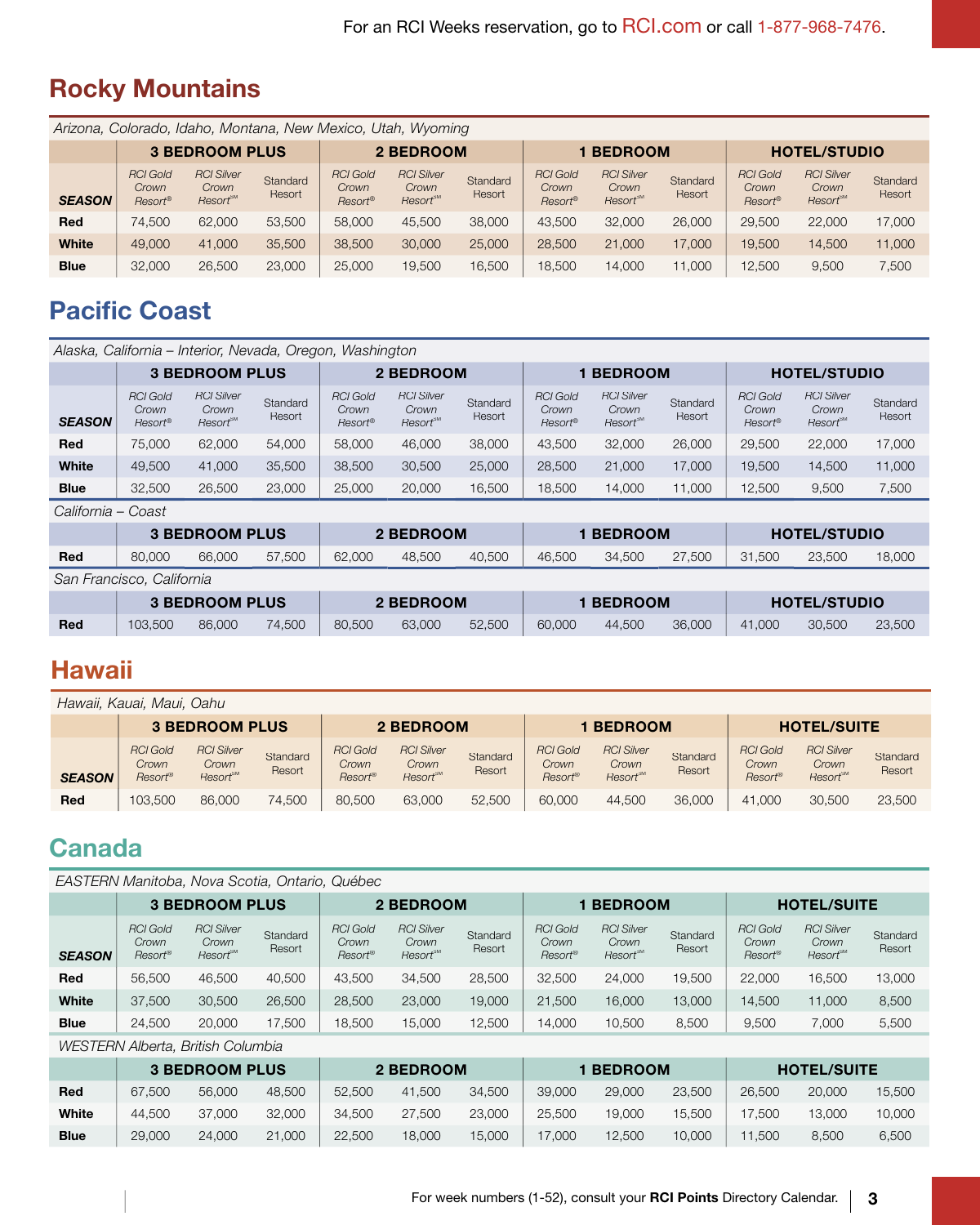For an RCI Weeks reservation, go to RCI.com or call 1-877-968-7476.

## Rocky Mountains

*Arizona, Colorado, Idaho, Montana, New Mexico, Utah, Wyoming*

| | 3 BEDROOM PLUS | | | 2 BEDROOM | | | 1 BEDROOM | | | HOTEL/STUDIO | | |
|---|---|---|---|---|---|---|---|---|---|---|---|---|
| SEASON | RCI Gold Crown Resort® | RCI Silver Crown Resort℠ | Standard Resort | RCI Gold Crown Resort® | RCI Silver Crown Resort℠ | Standard Resort | RCI Gold Crown Resort® | RCI Silver Crown Resort℠ | Standard Resort | RCI Gold Crown Resort® | RCI Silver Crown Resort℠ | Standard Resort |
| Red | 74,500 | 62,000 | 53,500 | 58,000 | 45,500 | 38,000 | 43,500 | 32,000 | 26,000 | 29,500 | 22,000 | 17,000 |
| White | 49,000 | 41,000 | 35,500 | 38,500 | 30,000 | 25,000 | 28,500 | 21,000 | 17,000 | 19,500 | 14,500 | 11,000 |
| Blue | 32,000 | 26,500 | 23,000 | 25,000 | 19,500 | 16,500 | 18,500 | 14,000 | 11,000 | 12,500 | 9,500 | 7,500 |

## Pacific Coast

*Alaska, California – Interior, Nevada, Oregon, Washington*

| | 3 BEDROOM PLUS | | | 2 BEDROOM | | | 1 BEDROOM | | | HOTEL/STUDIO | | |
|---|---|---|---|---|---|---|---|---|---|---|---|---|
| SEASON | RCI Gold Crown Resort® | RCI Silver Crown Resort℠ | Standard Resort | RCI Gold Crown Resort® | RCI Silver Crown Resort℠ | Standard Resort | RCI Gold Crown Resort® | RCI Silver Crown Resort℠ | Standard Resort | RCI Gold Crown Resort® | RCI Silver Crown Resort℠ | Standard Resort |
| Red | 75,000 | 62,000 | 54,000 | 58,000 | 46,000 | 38,000 | 43,500 | 32,000 | 26,000 | 29,500 | 22,000 | 17,000 |
| White | 49,500 | 41,000 | 35,500 | 38,500 | 30,500 | 25,000 | 28,500 | 21,000 | 17,000 | 19,500 | 14,500 | 11,000 |
| Blue | 32,500 | 26,500 | 23,000 | 25,000 | 20,000 | 16,500 | 18,500 | 14,000 | 11,000 | 12,500 | 9,500 | 7,500 |

*California – Coast*

| | 3 BEDROOM PLUS | | | 2 BEDROOM | | | 1 BEDROOM | | | HOTEL/STUDIO | | |
|---|---|---|---|---|---|---|---|---|---|---|---|---|
| Red | 80,000 | 66,000 | 57,500 | 62,000 | 48,500 | 40,500 | 46,500 | 34,500 | 27,500 | 31,500 | 23,500 | 18,000 |

*San Francisco, California*

| | 3 BEDROOM PLUS | | | 2 BEDROOM | | | 1 BEDROOM | | | HOTEL/STUDIO | | |
|---|---|---|---|---|---|---|---|---|---|---|---|---|
| Red | 103,500 | 86,000 | 74,500 | 80,500 | 63,000 | 52,500 | 60,000 | 44,500 | 36,000 | 41,000 | 30,500 | 23,500 |

## Hawaii

*Hawaii, Kauai, Maui, Oahu*

| | 3 BEDROOM PLUS | | | 2 BEDROOM | | | 1 BEDROOM | | | HOTEL/SUITE | | |
|---|---|---|---|---|---|---|---|---|---|---|---|---|
| SEASON | RCI Gold Crown Resort® | RCI Silver Crown Resort℠ | Standard Resort | RCI Gold Crown Resort® | RCI Silver Crown Resort℠ | Standard Resort | RCI Gold Crown Resort® | RCI Silver Crown Resort℠ | Standard Resort | RCI Gold Crown Resort® | RCI Silver Crown Resort℠ | Standard Resort |
| Red | 103,500 | 86,000 | 74,500 | 80,500 | 63,000 | 52,500 | 60,000 | 44,500 | 36,000 | 41,000 | 30,500 | 23,500 |

## Canada

*EASTERN Manitoba, Nova Scotia, Ontario, Québec*

| | 3 BEDROOM PLUS | | | 2 BEDROOM | | | 1 BEDROOM | | | HOTEL/SUITE | | |
|---|---|---|---|---|---|---|---|---|---|---|---|---|
| SEASON | RCI Gold Crown Resort® | RCI Silver Crown Resort℠ | Standard Resort | RCI Gold Crown Resort® | RCI Silver Crown Resort℠ | Standard Resort | RCI Gold Crown Resort® | RCI Silver Crown Resort℠ | Standard Resort | RCI Gold Crown Resort® | RCI Silver Crown Resort℠ | Standard Resort |
| Red | 56,500 | 46,500 | 40,500 | 43,500 | 34,500 | 28,500 | 32,500 | 24,000 | 19,500 | 22,000 | 16,500 | 13,000 |
| White | 37,500 | 30,500 | 26,500 | 28,500 | 23,000 | 19,000 | 21,500 | 16,000 | 13,000 | 14,500 | 11,000 | 8,500 |
| Blue | 24,500 | 20,000 | 17,500 | 18,500 | 15,000 | 12,500 | 14,000 | 10,500 | 8,500 | 9,500 | 7,000 | 5,500 |

*WESTERN Alberta, British Columbia*

| | 3 BEDROOM PLUS | | | 2 BEDROOM | | | 1 BEDROOM | | | HOTEL/SUITE | | |
|---|---|---|---|---|---|---|---|---|---|---|---|---|
| Red | 67,500 | 56,000 | 48,500 | 52,500 | 41,500 | 34,500 | 39,000 | 29,000 | 23,500 | 26,500 | 20,000 | 15,500 |
| White | 44,500 | 37,000 | 32,000 | 34,500 | 27,500 | 23,000 | 25,500 | 19,000 | 15,500 | 17,500 | 13,000 | 10,000 |
| Blue | 29,000 | 24,000 | 21,000 | 22,500 | 18,000 | 15,000 | 17,000 | 12,500 | 10,000 | 11,500 | 8,500 | 6,500 |

For week numbers (1-52), consult your **RCI Points** Directory Calendar.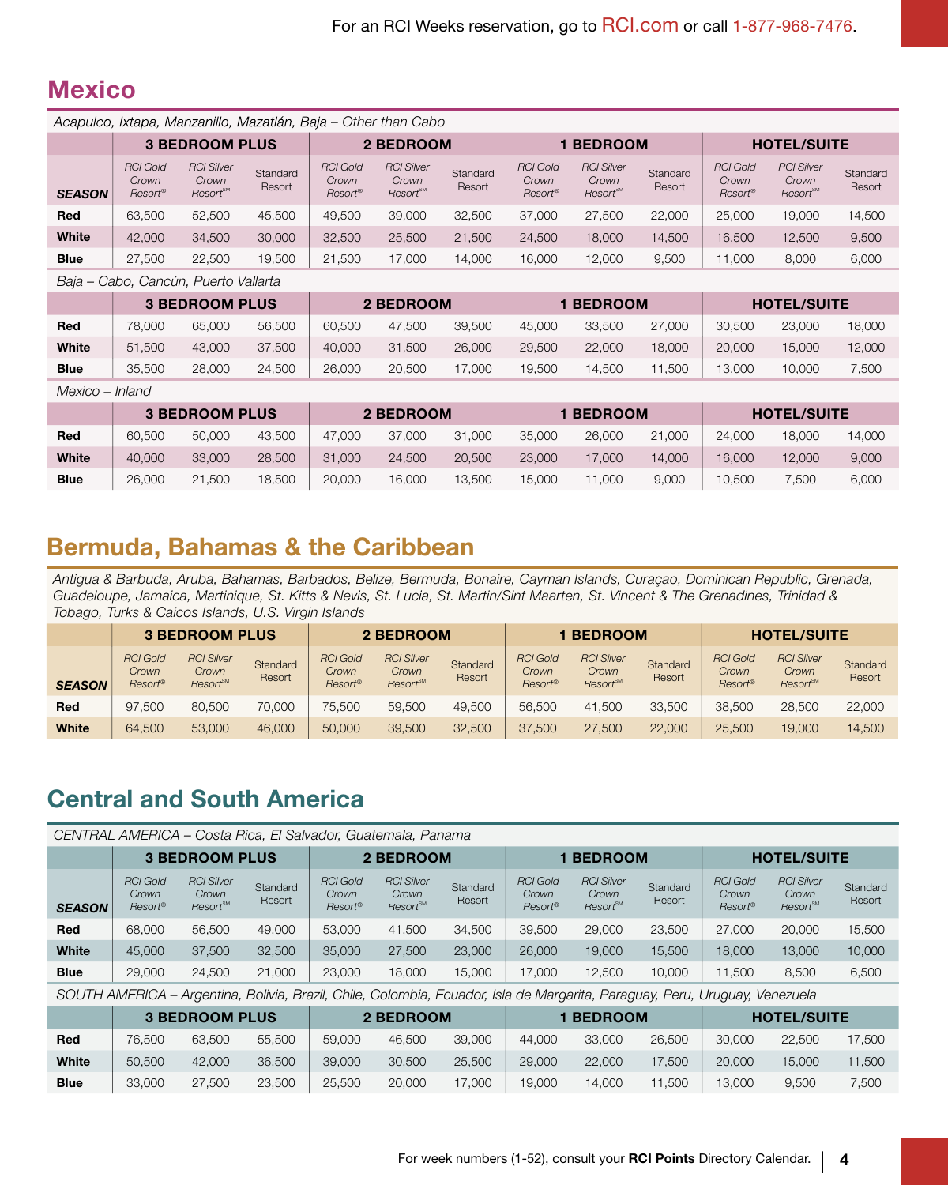For an RCI Weeks reservation, go to RCI.com or call 1-877-968-7476.

## Mexico

*Acapulco, Ixtapa, Manzanillo, Mazatlán, Baja – Other than Cabo*

| SEASON | 3 BEDROOM PLUS | | | 2 BEDROOM | | | 1 BEDROOM | | | HOTEL/SUITE | | |
|---|---|---|---|---|---|---|---|---|---|---|---|---|
| | RCI Gold Crown Resort® | RCI Silver Crown Resort℠ | Standard Resort | RCI Gold Crown Resort® | RCI Silver Crown Resort℠ | Standard Resort | RCI Gold Crown Resort® | RCI Silver Crown Resort℠ | Standard Resort | RCI Gold Crown Resort® | RCI Silver Crown Resort℠ | Standard Resort |
| **Red** | 63,500 | 52,500 | 45,500 | 49,500 | 39,000 | 32,500 | 37,000 | 27,500 | 22,000 | 25,000 | 19,000 | 14,500 |
| **White** | 42,000 | 34,500 | 30,000 | 32,500 | 25,500 | 21,500 | 24,500 | 18,000 | 14,500 | 16,500 | 12,500 | 9,500 |
| **Blue** | 27,500 | 22,500 | 19,500 | 21,500 | 17,000 | 14,000 | 16,000 | 12,000 | 9,500 | 11,000 | 8,000 | 6,000 |

*Baja – Cabo, Cancún, Puerto Vallarta*

| SEASON | 3 BEDROOM PLUS | | | 2 BEDROOM | | | 1 BEDROOM | | | HOTEL/SUITE | | |
|---|---|---|---|---|---|---|---|---|---|---|---|---|
| **Red** | 78,000 | 65,000 | 56,500 | 60,500 | 47,500 | 39,500 | 45,000 | 33,500 | 27,000 | 30,500 | 23,000 | 18,000 |
| **White** | 51,500 | 43,000 | 37,500 | 40,000 | 31,500 | 26,000 | 29,500 | 22,000 | 18,000 | 20,000 | 15,000 | 12,000 |
| **Blue** | 35,500 | 28,000 | 24,500 | 26,000 | 20,500 | 17,000 | 19,500 | 14,500 | 11,500 | 13,000 | 10,000 | 7,500 |

*Mexico – Inland*

| SEASON | 3 BEDROOM PLUS | | | 2 BEDROOM | | | 1 BEDROOM | | | HOTEL/SUITE | | |
|---|---|---|---|---|---|---|---|---|---|---|---|---|
| **Red** | 60,500 | 50,000 | 43,500 | 47,000 | 37,000 | 31,000 | 35,000 | 26,000 | 21,000 | 24,000 | 18,000 | 14,000 |
| **White** | 40,000 | 33,000 | 28,500 | 31,000 | 24,500 | 20,500 | 23,000 | 17,000 | 14,000 | 16,000 | 12,000 | 9,000 |
| **Blue** | 26,000 | 21,500 | 18,500 | 20,000 | 16,000 | 13,500 | 15,000 | 11,000 | 9,000 | 10,500 | 7,500 | 6,000 |

## Bermuda, Bahamas & the Caribbean

*Antigua & Barbuda, Aruba, Bahamas, Barbados, Belize, Bermuda, Bonaire, Cayman Islands, Curaçao, Dominican Republic, Grenada, Guadeloupe, Jamaica, Martinique, St. Kitts & Nevis, St. Lucia, St. Martin/Sint Maarten, St. Vincent & The Grenadines, Trinidad & Tobago, Turks & Caicos Islands, U.S. Virgin Islands*

| SEASON | 3 BEDROOM PLUS | | | 2 BEDROOM | | | 1 BEDROOM | | | HOTEL/SUITE | | |
|---|---|---|---|---|---|---|---|---|---|---|---|---|
| | RCI Gold Crown Resort® | RCI Silver Crown Resort℠ | Standard Resort | RCI Gold Crown Resort® | RCI Silver Crown Resort℠ | Standard Resort | RCI Gold Crown Resort® | RCI Silver Crown Resort℠ | Standard Resort | RCI Gold Crown Resort® | RCI Silver Crown Resort℠ | Standard Resort |
| **Red** | 97,500 | 80,500 | 70,000 | 75,500 | 59,500 | 49,500 | 56,500 | 41,500 | 33,500 | 38,500 | 28,500 | 22,000 |
| **White** | 64,500 | 53,000 | 46,000 | 50,000 | 39,500 | 32,500 | 37,500 | 27,500 | 22,000 | 25,500 | 19,000 | 14,500 |

## Central and South America

*CENTRAL AMERICA – Costa Rica, El Salvador, Guatemala, Panama*

| SEASON | 3 BEDROOM PLUS | | | 2 BEDROOM | | | 1 BEDROOM | | | HOTEL/SUITE | | |
|---|---|---|---|---|---|---|---|---|---|---|---|---|
| | RCI Gold Crown Resort® | RCI Silver Crown Resort℠ | Standard Resort | RCI Gold Crown Resort® | RCI Silver Crown Resort℠ | Standard Resort | RCI Gold Crown Resort® | RCI Silver Crown Resort℠ | Standard Resort | RCI Gold Crown Resort® | RCI Silver Crown Resort℠ | Standard Resort |
| **Red** | 68,000 | 56,500 | 49,000 | 53,000 | 41,500 | 34,500 | 39,500 | 29,000 | 23,500 | 27,000 | 20,000 | 15,500 |
| **White** | 45,000 | 37,500 | 32,500 | 35,000 | 27,500 | 23,000 | 26,000 | 19,000 | 15,500 | 18,000 | 13,000 | 10,000 |
| **Blue** | 29,000 | 24,500 | 21,000 | 23,000 | 18,000 | 15,000 | 17,000 | 12,500 | 10,000 | 11,500 | 8,500 | 6,500 |

*SOUTH AMERICA – Argentina, Bolivia, Brazil, Chile, Colombia, Ecuador, Isla de Margarita, Paraguay, Peru, Uruguay, Venezuela*

| SEASON | 3 BEDROOM PLUS | | | 2 BEDROOM | | | 1 BEDROOM | | | HOTEL/SUITE | | |
|---|---|---|---|---|---|---|---|---|---|---|---|---|
| **Red** | 76,500 | 63,500 | 55,500 | 59,000 | 46,500 | 39,000 | 44,000 | 33,000 | 26,500 | 30,000 | 22,500 | 17,500 |
| **White** | 50,500 | 42,000 | 36,500 | 39,000 | 30,500 | 25,500 | 29,000 | 22,000 | 17,500 | 20,000 | 15,000 | 11,500 |
| **Blue** | 33,000 | 27,500 | 23,500 | 25,500 | 20,000 | 17,000 | 19,000 | 14,000 | 11,500 | 13,000 | 9,500 | 7,500 |

For week numbers (1-52), consult your **RCI Points** Directory Calendar.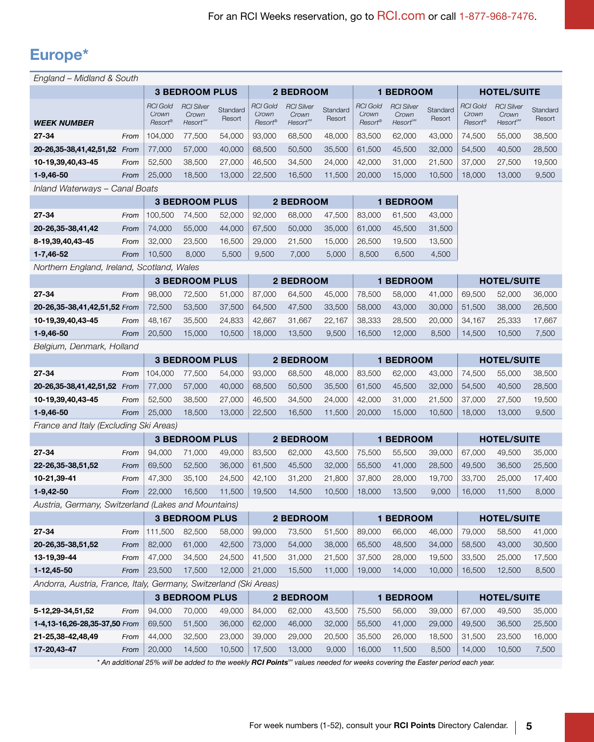For an RCI Weeks reservation, go to RCI.com or call 1-877-968-7476.

# Europe*

*England – Midland & South*

| WEEK NUMBER | | 3 BEDROOM PLUS | | | 2 BEDROOM | | | 1 BEDROOM | | | HOTEL/SUITE | | |
|---|---|---|---|---|---|---|---|---|---|---|---|---|---|
| | | RCI Gold Crown Resort® | RCI Silver Crown Resort℠ | Standard Resort | RCI Gold Crown Resort® | RCI Silver Crown Resort℠ | Standard Resort | RCI Gold Crown Resort® | RCI Silver Crown Resort℠ | Standard Resort | RCI Gold Crown Resort® | RCI Silver Crown Resort℠ | Standard Resort |
| **27-34** | *From* | 104,000 | 77,500 | 54,000 | 93,000 | 68,500 | 48,000 | 83,500 | 62,000 | 43,000 | 74,500 | 55,000 | 38,500 |
| **20-26,35-38,41,42,51,52** | *From* | 77,000 | 57,000 | 40,000 | 68,500 | 50,500 | 35,500 | 61,500 | 45,500 | 32,000 | 54,500 | 40,500 | 28,500 |
| **10-19,39,40,43-45** | *From* | 52,500 | 38,500 | 27,000 | 46,500 | 34,500 | 24,000 | 42,000 | 31,000 | 21,500 | 37,000 | 27,500 | 19,500 |
| **1-9,46-50** | *From* | 25,000 | 18,500 | 13,000 | 22,500 | 16,500 | 11,500 | 20,000 | 15,000 | 10,500 | 18,000 | 13,000 | 9,500 |

*Inland Waterways – Canal Boats*

| | | 3 BEDROOM PLUS | | | 2 BEDROOM | | | 1 BEDROOM | | |
|---|---|---|---|---|---|---|---|---|---|---|
| **27-34** | *From* | 100,500 | 74,500 | 52,000 | 92,000 | 68,000 | 47,500 | 83,000 | 61,500 | 43,000 |
| **20-26,35-38,41,42** | *From* | 74,000 | 55,000 | 44,000 | 67,500 | 50,000 | 35,000 | 61,000 | 45,500 | 31,500 |
| **8-19,39,40,43-45** | *From* | 32,000 | 23,500 | 16,500 | 29,000 | 21,500 | 15,000 | 26,500 | 19,500 | 13,500 |
| **1-7,46-52** | *From* | 10,500 | 8,000 | 5,500 | 9,500 | 7,000 | 5,000 | 8,500 | 6,500 | 4,500 |

*Northern England, Ireland, Scotland, Wales*

| | | 3 BEDROOM PLUS | | | 2 BEDROOM | | | 1 BEDROOM | | | HOTEL/SUITE | | |
|---|---|---|---|---|---|---|---|---|---|---|---|---|---|
| **27-34** | *From* | 98,000 | 72,500 | 51,000 | 87,000 | 64,500 | 45,000 | 78,500 | 58,000 | 41,000 | 69,500 | 52,000 | 36,000 |
| **20-26,35-38,41,42,51,52** | *From* | 72,500 | 53,500 | 37,500 | 64,500 | 47,500 | 33,500 | 58,000 | 43,000 | 30,000 | 51,500 | 38,000 | 26,500 |
| **10-19,39,40,43-45** | *From* | 48,167 | 35,500 | 24,833 | 42,667 | 31,667 | 22,167 | 38,333 | 28,500 | 20,000 | 34,167 | 25,333 | 17,667 |
| **1-9,46-50** | *From* | 20,500 | 15,000 | 10,500 | 18,000 | 13,500 | 9,500 | 16,500 | 12,000 | 8,500 | 14,500 | 10,500 | 7,500 |

*Belgium, Denmark, Holland*

| | | 3 BEDROOM PLUS | | | 2 BEDROOM | | | 1 BEDROOM | | | HOTEL/SUITE | | |
|---|---|---|---|---|---|---|---|---|---|---|---|---|---|
| **27-34** | *From* | 104,000 | 77,500 | 54,000 | 93,000 | 68,500 | 48,000 | 83,500 | 62,000 | 43,000 | 74,500 | 55,000 | 38,500 |
| **20-26,35-38,41,42,51,52** | *From* | 77,000 | 57,000 | 40,000 | 68,500 | 50,500 | 35,500 | 61,500 | 45,500 | 32,000 | 54,500 | 40,500 | 28,500 |
| **10-19,39,40,43-45** | *From* | 52,500 | 38,500 | 27,000 | 46,500 | 34,500 | 24,000 | 42,000 | 31,000 | 21,500 | 37,000 | 27,500 | 19,500 |
| **1-9,46-50** | *From* | 25,000 | 18,500 | 13,000 | 22,500 | 16,500 | 11,500 | 20,000 | 15,000 | 10,500 | 18,000 | 13,000 | 9,500 |

*France and Italy (Excluding Ski Areas)*

| | | 3 BEDROOM PLUS | | | 2 BEDROOM | | | 1 BEDROOM | | | HOTEL/SUITE | | |
|---|---|---|---|---|---|---|---|---|---|---|---|---|---|
| **27-34** | *From* | 94,000 | 71,000 | 49,000 | 83,500 | 62,000 | 43,500 | 75,500 | 55,500 | 39,000 | 67,000 | 49,500 | 35,000 |
| **22-26,35-38,51,52** | *From* | 69,500 | 52,500 | 36,000 | 61,500 | 45,500 | 32,000 | 55,500 | 41,000 | 28,500 | 49,500 | 36,500 | 25,500 |
| **10-21,39-41** | *From* | 47,300 | 35,100 | 24,500 | 42,100 | 31,200 | 21,800 | 37,800 | 28,000 | 19,700 | 33,700 | 25,000 | 17,400 |
| **1-9,42-50** | *From* | 22,000 | 16,500 | 11,500 | 19,500 | 14,500 | 10,500 | 18,000 | 13,500 | 9,000 | 16,000 | 11,500 | 8,000 |

*Austria, Germany, Switzerland (Lakes and Mountains)*

| | | 3 BEDROOM PLUS | | | 2 BEDROOM | | | 1 BEDROOM | | | HOTEL/SUITE | | |
|---|---|---|---|---|---|---|---|---|---|---|---|---|---|
| **27-34** | *From* | 111,500 | 82,500 | 58,000 | 99,000 | 73,500 | 51,500 | 89,000 | 66,000 | 46,000 | 79,000 | 58,500 | 41,000 |
| **20-26,35-38,51,52** | *From* | 82,000 | 61,000 | 42,500 | 73,000 | 54,000 | 38,000 | 65,500 | 48,500 | 34,000 | 58,500 | 43,000 | 30,500 |
| **13-19,39-44** | *From* | 47,000 | 34,500 | 24,500 | 41,500 | 31,000 | 21,500 | 37,500 | 28,000 | 19,500 | 33,500 | 25,000 | 17,500 |
| **1-12,45-50** | *From* | 23,500 | 17,500 | 12,000 | 21,000 | 15,500 | 11,000 | 19,000 | 14,000 | 10,000 | 16,500 | 12,500 | 8,500 |

*Andorra, Austria, France, Italy, Germany, Switzerland (Ski Areas)*

| | | 3 BEDROOM PLUS | | | 2 BEDROOM | | | 1 BEDROOM | | | HOTEL/SUITE | | |
|---|---|---|---|---|---|---|---|---|---|---|---|---|---|
| **5-12,29-34,51,52** | *From* | 94,000 | 70,000 | 49,000 | 84,000 | 62,000 | 43,500 | 75,500 | 56,000 | 39,000 | 67,000 | 49,500 | 35,000 |
| **1-4,13-16,26-28,35-37,50** | *From* | 69,500 | 51,500 | 36,000 | 62,000 | 46,000 | 32,000 | 55,500 | 41,000 | 29,000 | 49,500 | 36,500 | 25,500 |
| **21-25,38-42,48,49** | *From* | 44,000 | 32,500 | 23,000 | 39,000 | 29,000 | 20,500 | 35,500 | 26,000 | 18,500 | 31,500 | 23,500 | 16,000 |
| **17-20,43-47** | *From* | 20,000 | 14,500 | 10,500 | 17,500 | 13,000 | 9,000 | 16,000 | 11,500 | 8,500 | 14,000 | 10,500 | 7,500 |

*\* An additional 25% will be added to the weekly **RCI Points**℠ values needed for weeks covering the Easter period each year.*

For week numbers (1-52), consult your **RCI Points** Directory Calendar.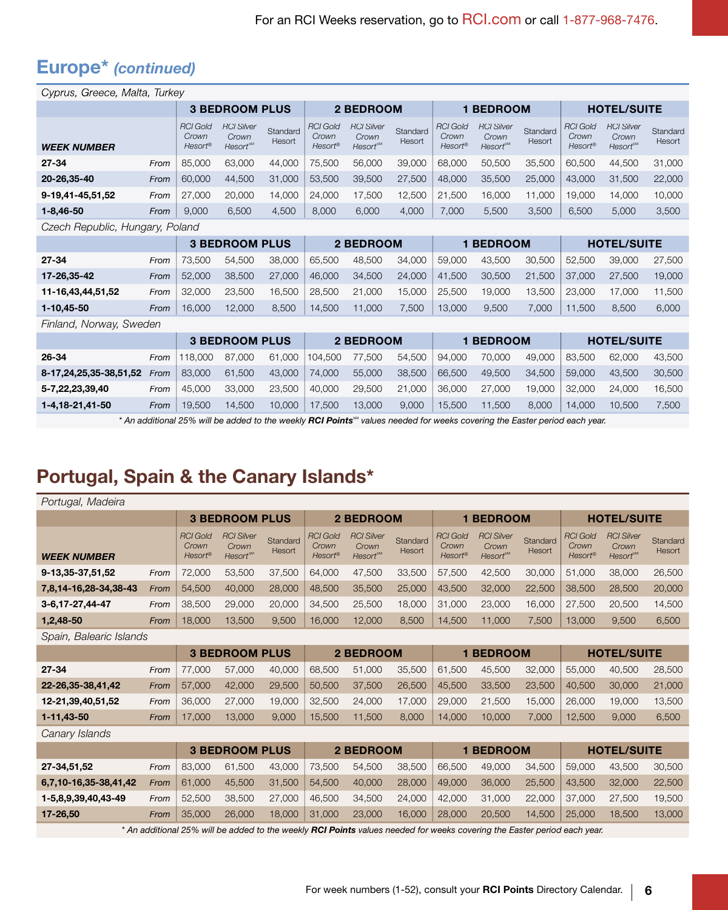For an RCI Weeks reservation, go to RCI.com or call 1-877-968-7476.

## Europe* *(continued)*

*Cyprus, Greece, Malta, Turkey*

| WEEK NUMBER | | 3 BEDROOM PLUS | | | 2 BEDROOM | | | 1 BEDROOM | | | HOTEL/SUITE | | |
|---|---|---|---|---|---|---|---|---|---|---|---|---|---|
| | | *RCI Gold Crown Resort®* | *RCI Silver Crown Resort℠* | Standard Resort | *RCI Gold Crown Resort®* | *RCI Silver Crown Resort℠* | Standard Resort | *RCI Gold Crown Resort®* | *RCI Silver Crown Resort℠* | Standard Resort | *RCI Gold Crown Resort®* | *RCI Silver Crown Resort℠* | Standard Resort |
| **27-34** | *From* | 85,000 | 63,000 | 44,000 | 75,500 | 56,000 | 39,000 | 68,000 | 50,500 | 35,500 | 60,500 | 44,500 | 31,000 |
| **20-26,35-40** | *From* | 60,000 | 44,500 | 31,000 | 53,500 | 39,500 | 27,500 | 48,000 | 35,500 | 25,000 | 43,000 | 31,500 | 22,000 |
| **9-19,41-45,51,52** | *From* | 27,000 | 20,000 | 14,000 | 24,000 | 17,500 | 12,500 | 21,500 | 16,000 | 11,000 | 19,000 | 14,000 | 10,000 |
| **1-8,46-50** | *From* | 9,000 | 6,500 | 4,500 | 8,000 | 6,000 | 4,000 | 7,000 | 5,500 | 3,500 | 6,500 | 5,000 | 3,500 |

*Czech Republic, Hungary, Poland*

| WEEK NUMBER | | 3 BEDROOM PLUS | | | 2 BEDROOM | | | 1 BEDROOM | | | HOTEL/SUITE | | |
|---|---|---|---|---|---|---|---|---|---|---|---|---|---|
| **27-34** | *From* | 73,500 | 54,500 | 38,000 | 65,500 | 48,500 | 34,000 | 59,000 | 43,500 | 30,500 | 52,500 | 39,000 | 27,500 |
| **17-26,35-42** | *From* | 52,000 | 38,500 | 27,000 | 46,000 | 34,500 | 24,000 | 41,500 | 30,500 | 21,500 | 37,000 | 27,500 | 19,000 |
| **11-16,43,44,51,52** | *From* | 32,000 | 23,500 | 16,500 | 28,500 | 21,000 | 15,000 | 25,500 | 19,000 | 13,500 | 23,000 | 17,000 | 11,500 |
| **1-10,45-50** | *From* | 16,000 | 12,000 | 8,500 | 14,500 | 11,000 | 7,500 | 13,000 | 9,500 | 7,000 | 11,500 | 8,500 | 6,000 |

*Finland, Norway, Sweden*

| WEEK NUMBER | | 3 BEDROOM PLUS | | | 2 BEDROOM | | | 1 BEDROOM | | | HOTEL/SUITE | | |
|---|---|---|---|---|---|---|---|---|---|---|---|---|---|
| **26-34** | *From* | 118,000 | 87,000 | 61,000 | 104,500 | 77,500 | 54,500 | 94,000 | 70,000 | 49,000 | 83,500 | 62,000 | 43,500 |
| **8-17,24,25,35-38,51,52** | *From* | 83,000 | 61,500 | 43,000 | 74,000 | 55,000 | 38,500 | 66,500 | 49,500 | 34,500 | 59,000 | 43,500 | 30,500 |
| **5-7,22,23,39,40** | *From* | 45,000 | 33,000 | 23,500 | 40,000 | 29,500 | 21,000 | 36,000 | 27,000 | 19,000 | 32,000 | 24,000 | 16,500 |
| **1-4,18-21,41-50** | *From* | 19,500 | 14,500 | 10,000 | 17,500 | 13,000 | 9,000 | 15,500 | 11,500 | 8,000 | 14,000 | 10,500 | 7,500 |

*\* An additional 25% will be added to the weekly **RCI Points**℠ values needed for weeks covering the Easter period each year.*

## Portugal, Spain & the Canary Islands*

*Portugal, Madeira*

| WEEK NUMBER | | 3 BEDROOM PLUS | | | 2 BEDROOM | | | 1 BEDROOM | | | HOTEL/SUITE | | |
|---|---|---|---|---|---|---|---|---|---|---|---|---|---|
| | | *RCI Gold Crown Resort®* | *RCI Silver Crown Resort℠* | Standard Resort | *RCI Gold Crown Resort®* | *RCI Silver Crown Resort℠* | Standard Resort | *RCI Gold Crown Resort®* | *RCI Silver Crown Resort℠* | Standard Resort | *RCI Gold Crown Resort®* | *RCI Silver Crown Resort℠* | Standard Resort |
| **9-13,35-37,51,52** | *From* | 72,000 | 53,500 | 37,500 | 64,000 | 47,500 | 33,500 | 57,500 | 42,500 | 30,000 | 51,000 | 38,000 | 26,500 |
| **7,8,14-16,28-34,38-43** | *From* | 54,500 | 40,000 | 28,000 | 48,500 | 35,500 | 25,000 | 43,500 | 32,000 | 22,500 | 38,500 | 28,500 | 20,000 |
| **3-6,17-27,44-47** | *From* | 38,500 | 29,000 | 20,000 | 34,500 | 25,500 | 18,000 | 31,000 | 23,000 | 16,000 | 27,500 | 20,500 | 14,500 |
| **1,2,48-50** | *From* | 18,000 | 13,500 | 9,500 | 16,000 | 12,000 | 8,500 | 14,500 | 11,000 | 7,500 | 13,000 | 9,500 | 6,500 |

*Spain, Balearic Islands*

| WEEK NUMBER | | 3 BEDROOM PLUS | | | 2 BEDROOM | | | 1 BEDROOM | | | HOTEL/SUITE | | |
|---|---|---|---|---|---|---|---|---|---|---|---|---|---|
| **27-34** | *From* | 77,000 | 57,000 | 40,000 | 68,500 | 51,000 | 35,500 | 61,500 | 45,500 | 32,000 | 55,000 | 40,500 | 28,500 |
| **22-26,35-38,41,42** | *From* | 57,000 | 42,000 | 29,500 | 50,500 | 37,500 | 26,500 | 45,500 | 33,500 | 23,500 | 40,500 | 30,000 | 21,000 |
| **12-21,39,40,51,52** | *From* | 36,000 | 27,000 | 19,000 | 32,500 | 24,000 | 17,000 | 29,000 | 21,500 | 15,000 | 26,000 | 19,000 | 13,500 |
| **1-11,43-50** | *From* | 17,000 | 13,000 | 9,000 | 15,500 | 11,500 | 8,000 | 14,000 | 10,000 | 7,000 | 12,500 | 9,000 | 6,500 |

*Canary Islands*

| WEEK NUMBER | | 3 BEDROOM PLUS | | | 2 BEDROOM | | | 1 BEDROOM | | | HOTEL/SUITE | | |
|---|---|---|---|---|---|---|---|---|---|---|---|---|---|
| **27-34,51,52** | *From* | 83,000 | 61,500 | 43,000 | 73,500 | 54,500 | 38,500 | 66,500 | 49,000 | 34,500 | 59,000 | 43,500 | 30,500 |
| **6,7,10-16,35-38,41,42** | *From* | 61,000 | 45,500 | 31,500 | 54,500 | 40,000 | 28,000 | 49,000 | 36,000 | 25,500 | 43,500 | 32,000 | 22,500 |
| **1-5,8,9,39,40,43-49** | *From* | 52,500 | 38,500 | 27,000 | 46,500 | 34,500 | 24,000 | 42,000 | 31,000 | 22,000 | 37,000 | 27,500 | 19,500 |
| **17-26,50** | *From* | 35,000 | 26,000 | 18,000 | 31,000 | 23,000 | 16,000 | 28,000 | 20,500 | 14,500 | 25,000 | 18,500 | 13,000 |

*\* An additional 25% will be added to the weekly **RCI Points** values needed for weeks covering the Easter period each year.*

For week numbers (1-52), consult your **RCI Points** Directory Calendar.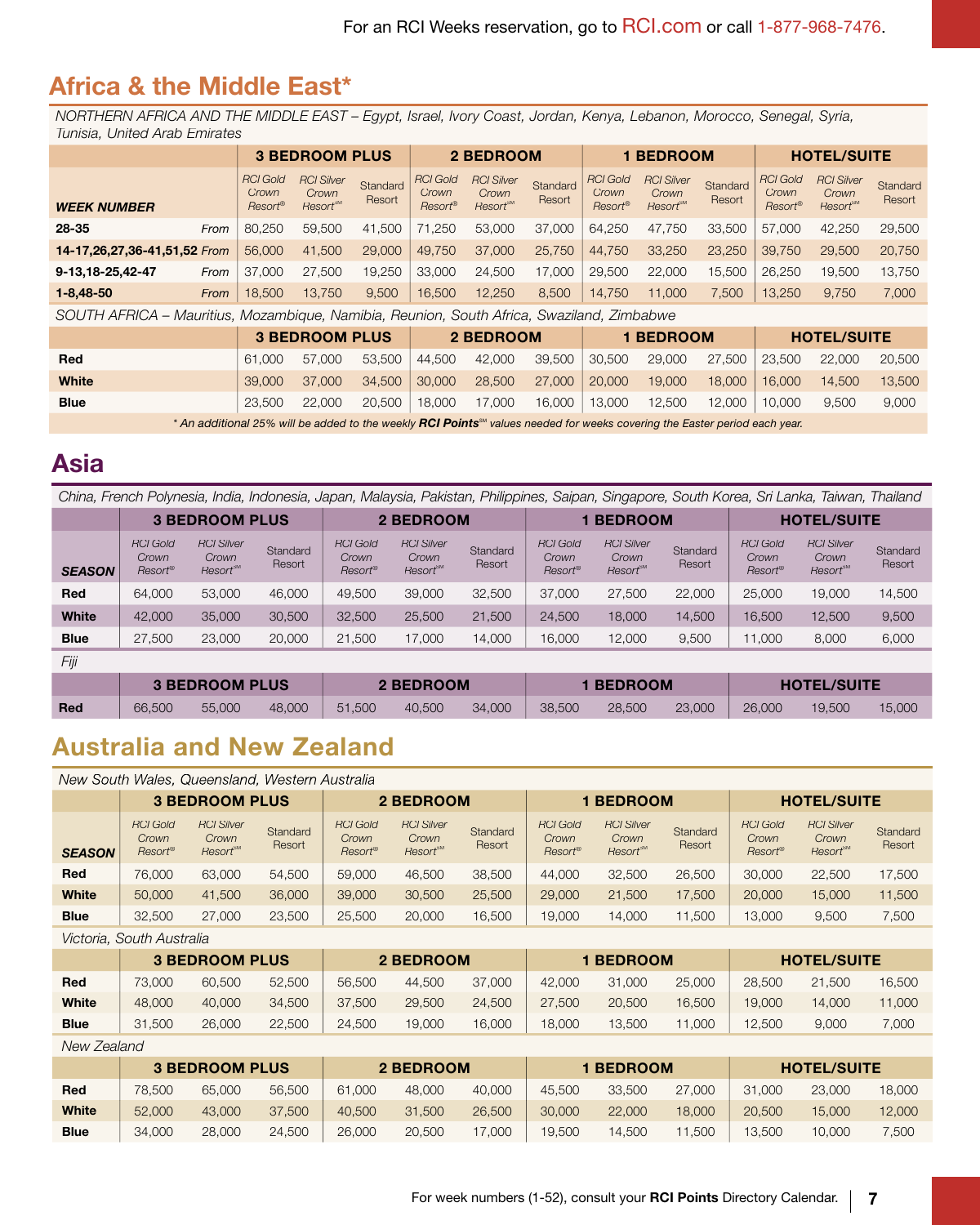For an RCI Weeks reservation, go to RCI.com or call 1-877-968-7476.

## Africa & the Middle East*

*NORTHERN AFRICA AND THE MIDDLE EAST – Egypt, Israel, Ivory Coast, Jordan, Kenya, Lebanon, Morocco, Senegal, Syria, Tunisia, United Arab Emirates*

| | | 3 BEDROOM PLUS | | | 2 BEDROOM | | | 1 BEDROOM | | | HOTEL/SUITE | | |
|---|---|---|---|---|---|---|---|---|---|---|---|---|---|
| **WEEK NUMBER** | | RCI Gold Crown Resort® | RCI Silver Crown Resort℠ | Standard Resort | RCI Gold Crown Resort® | RCI Silver Crown Resort℠ | Standard Resort | RCI Gold Crown Resort® | RCI Silver Crown Resort℠ | Standard Resort | RCI Gold Crown Resort® | RCI Silver Crown Resort℠ | Standard Resort |
| **28-35** | From | 80,250 | 59,500 | 41,500 | 71,250 | 53,000 | 37,000 | 64,250 | 47,750 | 33,500 | 57,000 | 42,250 | 29,500 |
| **14-17,26,27,36-41,51,52** | From | 56,000 | 41,500 | 29,000 | 49,750 | 37,000 | 25,750 | 44,750 | 33,250 | 23,250 | 39,750 | 29,500 | 20,750 |
| **9-13,18-25,42-47** | From | 37,000 | 27,500 | 19,250 | 33,000 | 24,500 | 17,000 | 29,500 | 22,000 | 15,500 | 26,250 | 19,500 | 13,750 |
| **1-8,48-50** | From | 18,500 | 13,750 | 9,500 | 16,500 | 12,250 | 8,500 | 14,750 | 11,000 | 7,500 | 13,250 | 9,750 | 7,000 |

*SOUTH AFRICA – Mauritius, Mozambique, Namibia, Reunion, South Africa, Swaziland, Zimbabwe*

| | 3 BEDROOM PLUS | | | 2 BEDROOM | | | 1 BEDROOM | | | HOTEL/SUITE | | |
|---|---|---|---|---|---|---|---|---|---|---|---|---|
| **Red** | 61,000 | 57,000 | 53,500 | 44,500 | 42,000 | 39,500 | 30,500 | 29,000 | 27,500 | 23,500 | 22,000 | 20,500 |
| **White** | 39,000 | 37,000 | 34,500 | 30,000 | 28,500 | 27,000 | 20,000 | 19,000 | 18,000 | 16,000 | 14,500 | 13,500 |
| **Blue** | 23,500 | 22,000 | 20,500 | 18,000 | 17,000 | 16,000 | 13,000 | 12,500 | 12,000 | 10,000 | 9,500 | 9,000 |

*\* An additional 25% will be added to the weekly **RCI Points**℠ values needed for weeks covering the Easter period each year.*

## Asia

*China, French Polynesia, India, Indonesia, Japan, Malaysia, Pakistan, Philippines, Saipan, Singapore, South Korea, Sri Lanka, Taiwan, Thailand*

| | 3 BEDROOM PLUS | | | 2 BEDROOM | | | 1 BEDROOM | | | HOTEL/SUITE | | |
|---|---|---|---|---|---|---|---|---|---|---|---|---|
| **SEASON** | RCI Gold Crown Resort® | RCI Silver Crown Resort℠ | Standard Resort | RCI Gold Crown Resort® | RCI Silver Crown Resort℠ | Standard Resort | RCI Gold Crown Resort® | RCI Silver Crown Resort℠ | Standard Resort | RCI Gold Crown Resort® | RCI Silver Crown Resort℠ | Standard Resort |
| **Red** | 64,000 | 53,000 | 46,000 | 49,500 | 39,000 | 32,500 | 37,000 | 27,500 | 22,000 | 25,000 | 19,000 | 14,500 |
| **White** | 42,000 | 35,000 | 30,500 | 32,500 | 25,500 | 21,500 | 24,500 | 18,000 | 14,500 | 16,500 | 12,500 | 9,500 |
| **Blue** | 27,500 | 23,000 | 20,000 | 21,500 | 17,000 | 14,000 | 16,000 | 12,000 | 9,500 | 11,000 | 8,000 | 6,000 |

*Fiji*

| | 3 BEDROOM PLUS | | | 2 BEDROOM | | | 1 BEDROOM | | | HOTEL/SUITE | | |
|---|---|---|---|---|---|---|---|---|---|---|---|---|
| **Red** | 66,500 | 55,000 | 48,000 | 51,500 | 40,500 | 34,000 | 38,500 | 28,500 | 23,000 | 26,000 | 19,500 | 15,000 |

## Australia and New Zealand

*New South Wales, Queensland, Western Australia*

| | 3 BEDROOM PLUS | | | 2 BEDROOM | | | 1 BEDROOM | | | HOTEL/SUITE | | |
|---|---|---|---|---|---|---|---|---|---|---|---|---|
| **SEASON** | RCI Gold Crown Resort® | RCI Silver Crown Resort℠ | Standard Resort | RCI Gold Crown Resort® | RCI Silver Crown Resort℠ | Standard Resort | RCI Gold Crown Resort® | RCI Silver Crown Resort℠ | Standard Resort | RCI Gold Crown Resort® | RCI Silver Crown Resort℠ | Standard Resort |
| **Red** | 76,000 | 63,000 | 54,500 | 59,000 | 46,500 | 38,500 | 44,000 | 32,500 | 26,500 | 30,000 | 22,500 | 17,500 |
| **White** | 50,000 | 41,500 | 36,000 | 39,000 | 30,500 | 25,500 | 29,000 | 21,500 | 17,500 | 20,000 | 15,000 | 11,500 |
| **Blue** | 32,500 | 27,000 | 23,500 | 25,500 | 20,000 | 16,500 | 19,000 | 14,000 | 11,500 | 13,000 | 9,500 | 7,500 |

*Victoria, South Australia*

| | 3 BEDROOM PLUS | | | 2 BEDROOM | | | 1 BEDROOM | | | HOTEL/SUITE | | |
|---|---|---|---|---|---|---|---|---|---|---|---|---|
| **Red** | 73,000 | 60,500 | 52,500 | 56,500 | 44,500 | 37,000 | 42,000 | 31,000 | 25,000 | 28,500 | 21,500 | 16,500 |
| **White** | 48,000 | 40,000 | 34,500 | 37,500 | 29,500 | 24,500 | 27,500 | 20,500 | 16,500 | 19,000 | 14,000 | 11,000 |
| **Blue** | 31,500 | 26,000 | 22,500 | 24,500 | 19,000 | 16,000 | 18,000 | 13,500 | 11,000 | 12,500 | 9,000 | 7,000 |

*New Zealand*

| | 3 BEDROOM PLUS | | | 2 BEDROOM | | | 1 BEDROOM | | | HOTEL/SUITE | | |
|---|---|---|---|---|---|---|---|---|---|---|---|---|
| **Red** | 78,500 | 65,000 | 56,500 | 61,000 | 48,000 | 40,000 | 45,500 | 33,500 | 27,000 | 31,000 | 23,000 | 18,000 |
| **White** | 52,000 | 43,000 | 37,500 | 40,500 | 31,500 | 26,500 | 30,000 | 22,000 | 18,000 | 20,500 | 15,000 | 12,000 |
| **Blue** | 34,000 | 28,000 | 24,500 | 26,000 | 20,500 | 17,000 | 19,500 | 14,500 | 11,500 | 13,500 | 10,000 | 7,500 |

For week numbers (1-52), consult your **RCI Points** Directory Calendar.